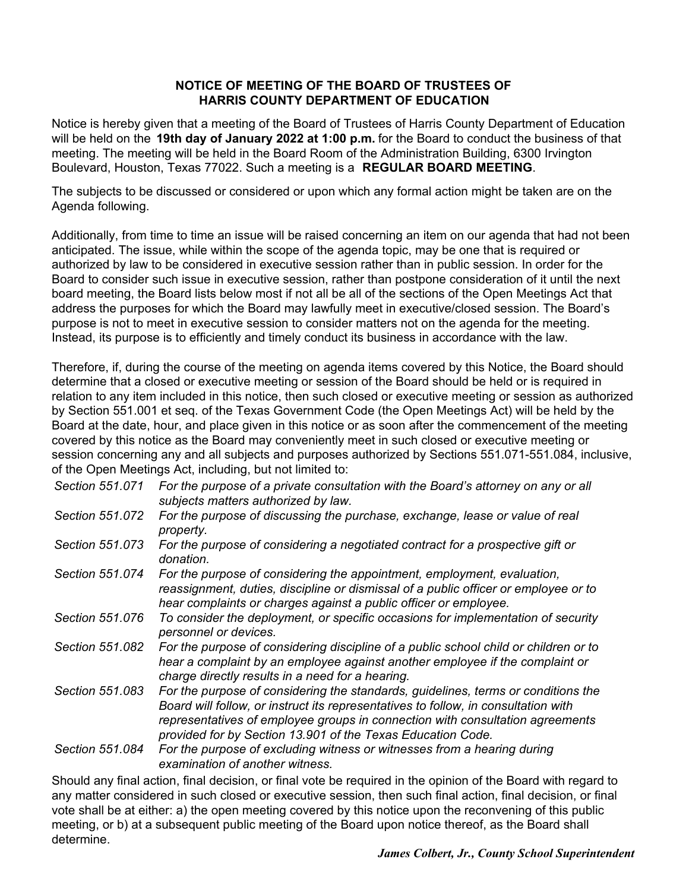**NOTICE OF MEETING OF THE BOARD OF TRUSTEES OF HARRIS COUNTY DEPARTMENT OF EDUCATION**

Notice is hereby given that a meeting of the Board of Trustees of Harris County Department of Education will be held on the **19th day of January 2022 at 1:00 p.m.** for the Board to conduct the business of that meeting. The meeting will be held in the Board Room of the Administration Building, 6300 Irvington Boulevard, Houston, Texas 77022. Such a meeting is a **REGULAR BOARD MEETING**.

The subjects to be discussed or considered or upon which any formal action might be taken are on the Agenda following.

Additionally, from time to time an issue will be raised concerning an item on our agenda that had not been anticipated. The issue, while within the scope of the agenda topic, may be one that is required or authorized by law to be considered in executive session rather than in public session. In order for the Board to consider such issue in executive session, rather than postpone consideration of it until the next board meeting, the Board lists below most if not all be all of the sections of the Open Meetings Act that address the purposes for which the Board may lawfully meet in executive/closed session. The Board's purpose is not to meet in executive session to consider matters not on the agenda for the meeting. Instead, its purpose is to efficiently and timely conduct its business in accordance with the law.

Therefore, if, during the course of the meeting on agenda items covered by this Notice, the Board should determine that a closed or executive meeting or session of the Board should be held or is required in relation to any item included in this notice, then such closed or executive meeting or session as authorized by Section 551.001 et seq. of the Texas Government Code (the Open Meetings Act) will be held by the Board at the date, hour, and place given in this notice or as soon after the commencement of the meeting covered by this notice as the Board may conveniently meet in such closed or executive meeting or session concerning any and all subjects and purposes authorized by Sections 551.071-551.084, inclusive, of the Open Meetings Act, including, but not limited to:

| | |
|---|---|
| *Section 551.071* | *For the purpose of a private consultation with the Board's attorney on any or all subjects matters authorized by law.* |
| *Section 551.072* | *For the purpose of discussing the purchase, exchange, lease or value of real property.* |
| *Section 551.073* | *For the purpose of considering a negotiated contract for a prospective gift or donation.* |
| *Section 551.074* | *For the purpose of considering the appointment, employment, evaluation, reassignment, duties, discipline or dismissal of a public officer or employee or to hear complaints or charges against a public officer or employee.* |
| *Section 551.076* | *To consider the deployment, or specific occasions for implementation of security personnel or devices.* |
| *Section 551.082* | *For the purpose of considering discipline of a public school child or children or to hear a complaint by an employee against another employee if the complaint or charge directly results in a need for a hearing.* |
| *Section 551.083* | *For the purpose of considering the standards, guidelines, terms or conditions the Board will follow, or instruct its representatives to follow, in consultation with representatives of employee groups in connection with consultation agreements provided for by Section 13.901 of the Texas Education Code.* |
| *Section 551.084* | *For the purpose of excluding witness or witnesses from a hearing during examination of another witness.* |

Should any final action, final decision, or final vote be required in the opinion of the Board with regard to any matter considered in such closed or executive session, then such final action, final decision, or final vote shall be at either: a) the open meeting covered by this notice upon the reconvening of this public meeting, or b) at a subsequent public meeting of the Board upon notice thereof, as the Board shall determine.

***James Colbert, Jr., County School Superintendent***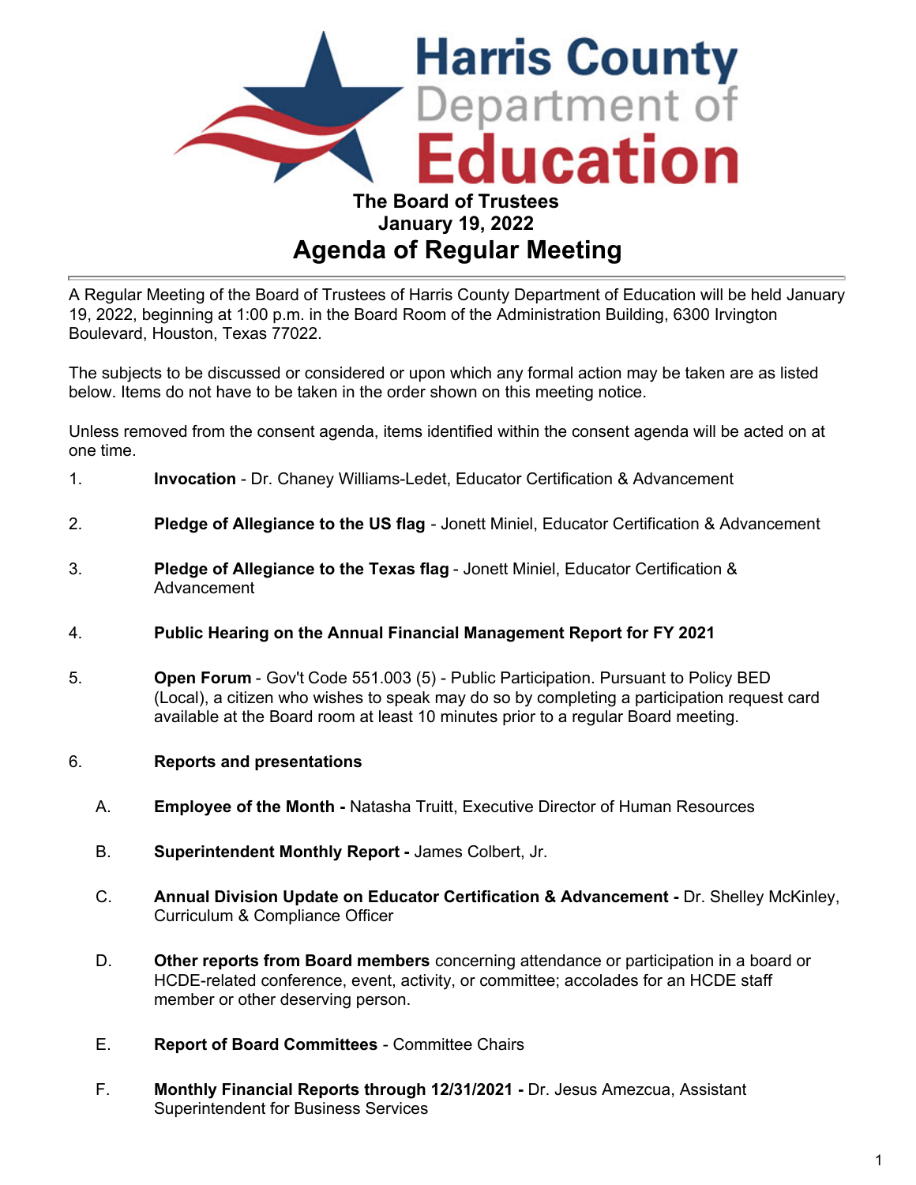# Harris County Department of Education

**The Board of Trustees**
**January 19, 2022**

## Agenda of Regular Meeting

A Regular Meeting of the Board of Trustees of Harris County Department of Education will be held January 19, 2022, beginning at 1:00 p.m. in the Board Room of the Administration Building, 6300 Irvington Boulevard, Houston, Texas 77022.

The subjects to be discussed or considered or upon which any formal action may be taken are as listed below. Items do not have to be taken in the order shown on this meeting notice.

Unless removed from the consent agenda, items identified within the consent agenda will be acted on at one time.

1. **Invocation** - Dr. Chaney Williams-Ledet, Educator Certification & Advancement

2. **Pledge of Allegiance to the US flag** - Jonett Miniel, Educator Certification & Advancement

3. **Pledge of Allegiance to the Texas flag** - Jonett Miniel, Educator Certification & Advancement

4. **Public Hearing on the Annual Financial Management Report for FY 2021**

5. **Open Forum** - Gov't Code 551.003 (5) - Public Participation. Pursuant to Policy BED (Local), a citizen who wishes to speak may do so by completing a participation request card available at the Board room at least 10 minutes prior to a regular Board meeting.

6. **Reports and presentations**

   A. **Employee of the Month -** Natasha Truitt, Executive Director of Human Resources

   B. **Superintendent Monthly Report -** James Colbert, Jr.

   C. **Annual Division Update on Educator Certification & Advancement -** Dr. Shelley McKinley, Curriculum & Compliance Officer

   D. **Other reports from Board members** concerning attendance or participation in a board or HCDE-related conference, event, activity, or committee; accolades for an HCDE staff member or other deserving person.

   E. **Report of Board Committees** - Committee Chairs

   F. **Monthly Financial Reports through 12/31/2021 -** Dr. Jesus Amezcua, Assistant Superintendent for Business Services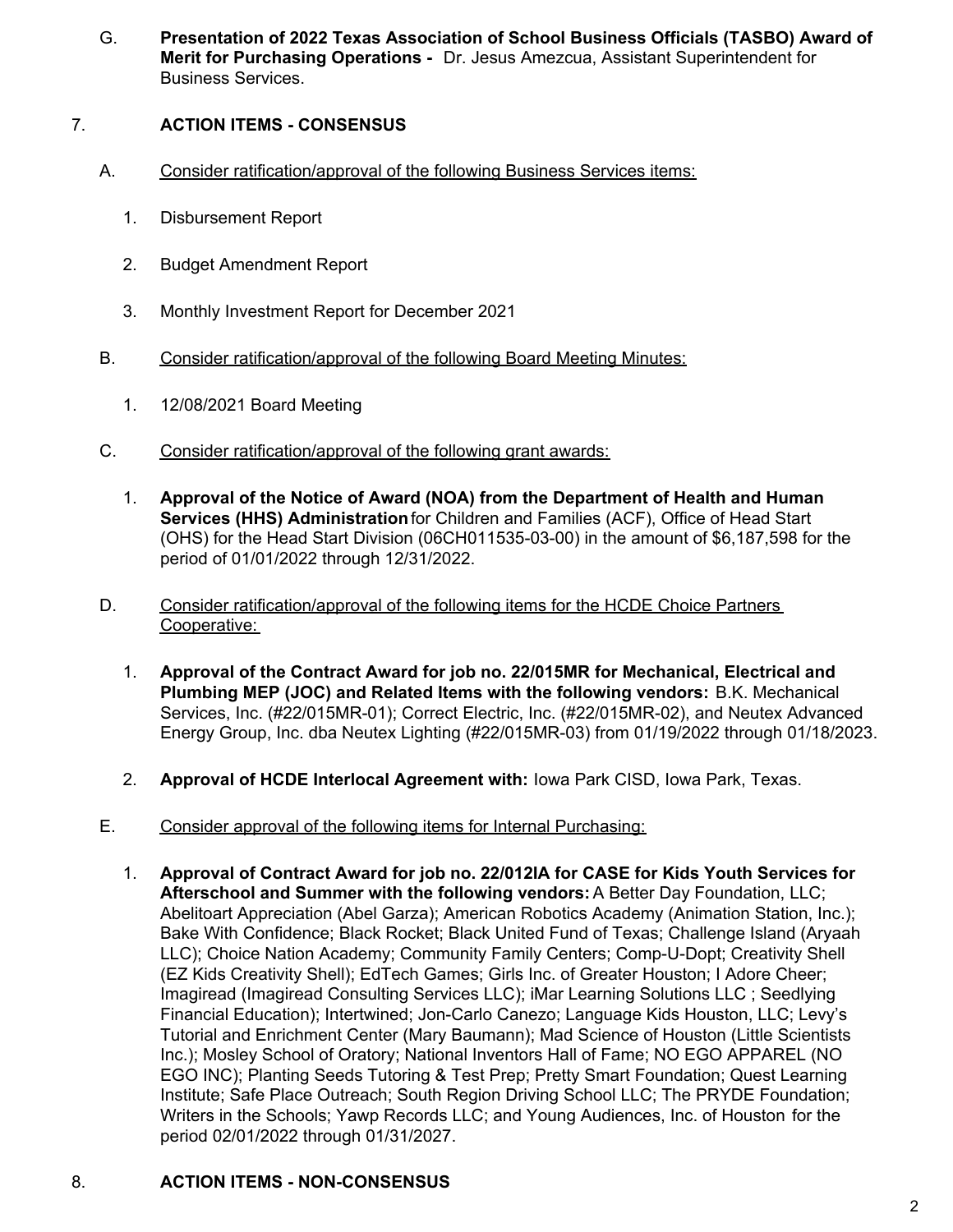G. **Presentation of 2022 Texas Association of School Business Officials (TASBO) Award of Merit for Purchasing Operations -** Dr. Jesus Amezcua, Assistant Superintendent for Business Services.

7. **ACTION ITEMS - CONSENSUS**

A. Consider ratification/approval of the following Business Services items:

1. Disbursement Report
2. Budget Amendment Report
3. Monthly Investment Report for December 2021

B. Consider ratification/approval of the following Board Meeting Minutes:

1. 12/08/2021 Board Meeting

C. Consider ratification/approval of the following grant awards:

1. **Approval of the Notice of Award (NOA) from the Department of Health and Human Services (HHS) Administration** for Children and Families (ACF), Office of Head Start (OHS) for the Head Start Division (06CH011535-03-00) in the amount of $6,187,598 for the period of 01/01/2022 through 12/31/2022.

D. Consider ratification/approval of the following items for the HCDE Choice Partners Cooperative:

1. **Approval of the Contract Award for job no. 22/015MR for Mechanical, Electrical and Plumbing MEP (JOC) and Related Items with the following vendors:** B.K. Mechanical Services, Inc. (#22/015MR-01); Correct Electric, Inc. (#22/015MR-02), and Neutex Advanced Energy Group, Inc. dba Neutex Lighting (#22/015MR-03) from 01/19/2022 through 01/18/2023.

2. **Approval of HCDE Interlocal Agreement with:** Iowa Park CISD, Iowa Park, Texas.

E. Consider approval of the following items for Internal Purchasing:

1. **Approval of Contract Award for job no. 22/012IA for CASE for Kids Youth Services for Afterschool and Summer with the following vendors:** A Better Day Foundation, LLC; Abelitoart Appreciation (Abel Garza); American Robotics Academy (Animation Station, Inc.); Bake With Confidence; Black Rocket; Black United Fund of Texas; Challenge Island (Aryaah LLC); Choice Nation Academy; Community Family Centers; Comp-U-Dopt; Creativity Shell (EZ Kids Creativity Shell); EdTech Games; Girls Inc. of Greater Houston; I Adore Cheer; Imagiread (Imagiread Consulting Services LLC); iMar Learning Solutions LLC ; Seedlying Financial Education); Intertwined; Jon-Carlo Canezo; Language Kids Houston, LLC; Levy's Tutorial and Enrichment Center (Mary Baumann); Mad Science of Houston (Little Scientists Inc.); Mosley School of Oratory; National Inventors Hall of Fame; NO EGO APPAREL (NO EGO INC); Planting Seeds Tutoring & Test Prep; Pretty Smart Foundation; Quest Learning Institute; Safe Place Outreach; South Region Driving School LLC; The PRYDE Foundation; Writers in the Schools; Yawp Records LLC; and Young Audiences, Inc. of Houston for the period 02/01/2022 through 01/31/2027.

8. **ACTION ITEMS - NON-CONSENSUS**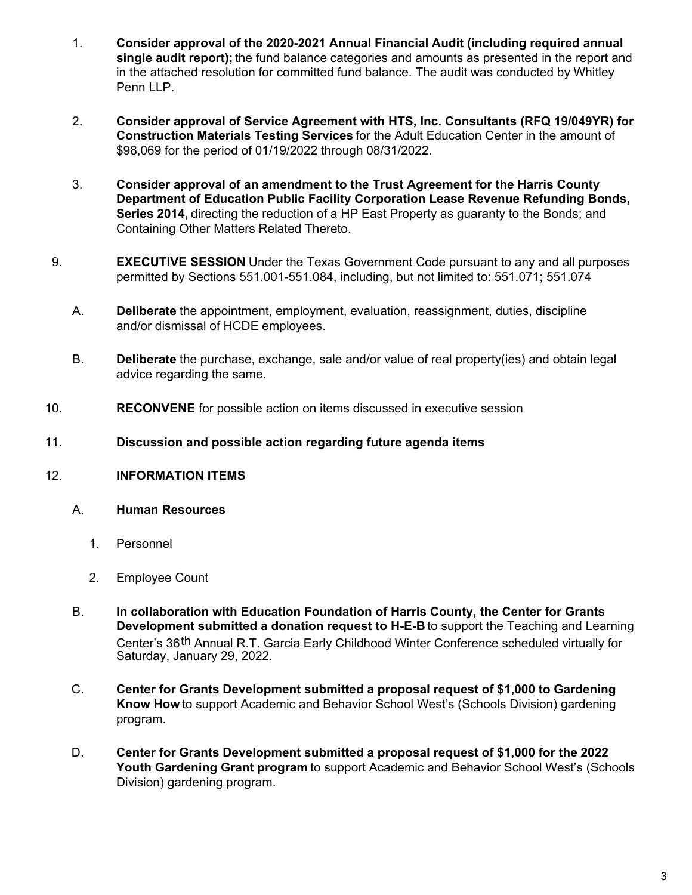1. **Consider approval of the 2020-2021 Annual Financial Audit (including required annual single audit report);** the fund balance categories and amounts as presented in the report and in the attached resolution for committed fund balance. The audit was conducted by Whitley Penn LLP.

2. **Consider approval of Service Agreement with HTS, Inc. Consultants (RFQ 19/049YR) for Construction Materials Testing Services** for the Adult Education Center in the amount of $98,069 for the period of 01/19/2022 through 08/31/2022.

3. **Consider approval of an amendment to the Trust Agreement for the Harris County Department of Education Public Facility Corporation Lease Revenue Refunding Bonds, Series 2014,** directing the reduction of a HP East Property as guaranty to the Bonds; and Containing Other Matters Related Thereto.

9. **EXECUTIVE SESSION** Under the Texas Government Code pursuant to any and all purposes permitted by Sections 551.001-551.084, including, but not limited to: 551.071; 551.074

   A. **Deliberate** the appointment, employment, evaluation, reassignment, duties, discipline and/or dismissal of HCDE employees.

   B. **Deliberate** the purchase, exchange, sale and/or value of real property(ies) and obtain legal advice regarding the same.

10. **RECONVENE** for possible action on items discussed in executive session

11. **Discussion and possible action regarding future agenda items**

12. **INFORMATION ITEMS**

    A. **Human Resources**

       1. Personnel

       2. Employee Count

    B. **In collaboration with Education Foundation of Harris County, the Center for Grants Development submitted a donation request to H-E-B** to support the Teaching and Learning Center's 36th Annual R.T. Garcia Early Childhood Winter Conference scheduled virtually for Saturday, January 29, 2022.

    C. **Center for Grants Development submitted a proposal request of $1,000 to Gardening Know How** to support Academic and Behavior School West's (Schools Division) gardening program.

    D. **Center for Grants Development submitted a proposal request of $1,000 for the 2022 Youth Gardening Grant program** to support Academic and Behavior School West's (Schools Division) gardening program.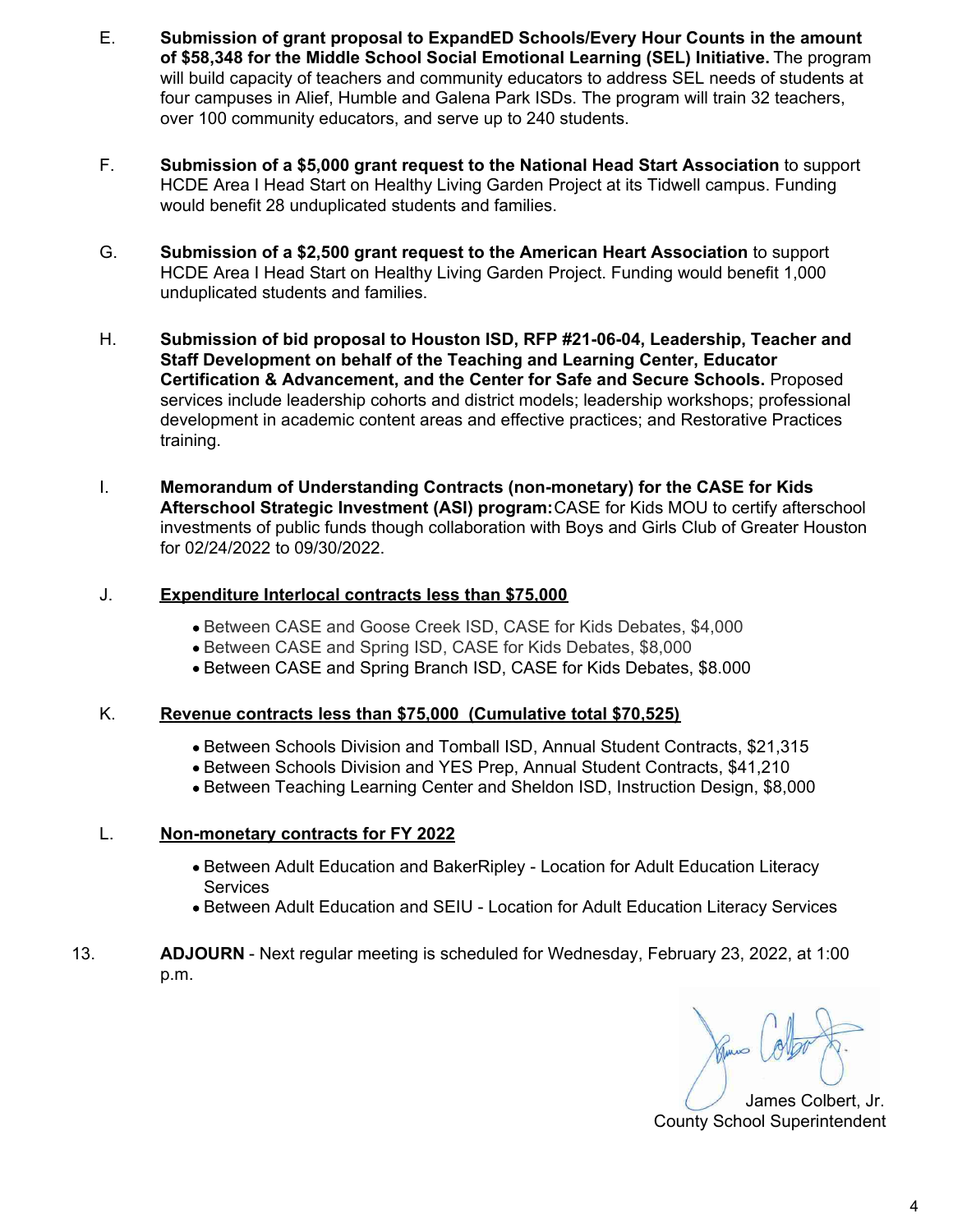E. **Submission of grant proposal to ExpandED Schools/Every Hour Counts in the amount of $58,348 for the Middle School Social Emotional Learning (SEL) Initiative.** The program will build capacity of teachers and community educators to address SEL needs of students at four campuses in Alief, Humble and Galena Park ISDs. The program will train 32 teachers, over 100 community educators, and serve up to 240 students.

F. **Submission of a $5,000 grant request to the National Head Start Association** to support HCDE Area I Head Start on Healthy Living Garden Project at its Tidwell campus. Funding would benefit 28 unduplicated students and families.

G. **Submission of a $2,500 grant request to the American Heart Association** to support HCDE Area I Head Start on Healthy Living Garden Project. Funding would benefit 1,000 unduplicated students and families.

H. **Submission of bid proposal to Houston ISD, RFP #21-06-04, Leadership, Teacher and Staff Development on behalf of the Teaching and Learning Center, Educator Certification & Advancement, and the Center for Safe and Secure Schools.** Proposed services include leadership cohorts and district models; leadership workshops; professional development in academic content areas and effective practices; and Restorative Practices training.

I. **Memorandum of Understanding Contracts (non-monetary) for the CASE for Kids Afterschool Strategic Investment (ASI) program:** CASE for Kids MOU to certify afterschool investments of public funds though collaboration with Boys and Girls Club of Greater Houston for 02/24/2022 to 09/30/2022.

J. **<u>Expenditure Interlocal contracts less than $75,000</u>**

- Between CASE and Goose Creek ISD, CASE for Kids Debates, $4,000
- Between CASE and Spring ISD, CASE for Kids Debates, $8,000
- Between CASE and Spring Branch ISD, CASE for Kids Debates, $8.000

K. **<u>Revenue contracts less than $75,000 (Cumulative total $70,525)</u>**

- Between Schools Division and Tomball ISD, Annual Student Contracts, $21,315
- Between Schools Division and YES Prep, Annual Student Contracts, $41,210
- Between Teaching Learning Center and Sheldon ISD, Instruction Design, $8,000

L. **<u>Non-monetary contracts for FY 2022</u>**

- Between Adult Education and BakerRipley - Location for Adult Education Literacy Services
- Between Adult Education and SEIU - Location for Adult Education Literacy Services

13. **ADJOURN** - Next regular meeting is scheduled for Wednesday, February 23, 2022, at 1:00 p.m.

James Colbert, Jr.
County School Superintendent